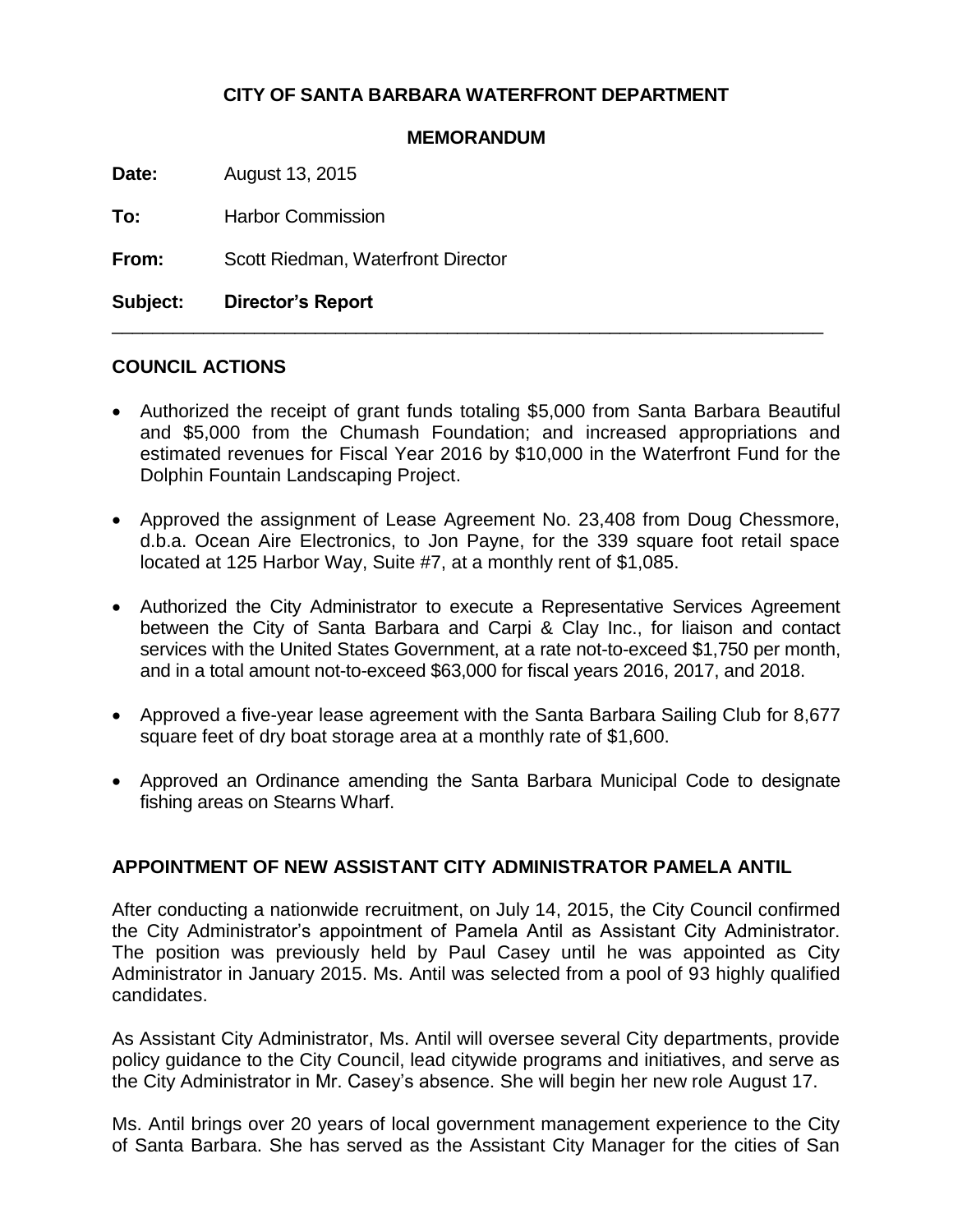**CITY OF SANTA BARBARA WATERFRONT DEPARTMENT**

**MEMORANDUM**

**Date:** August 13, 2015

**To:** Harbor Commission

**From:** Scott Riedman, Waterfront Director

**Subject: Director's Report**

---

## COUNCIL ACTIONS

- Authorized the receipt of grant funds totaling $5,000 from Santa Barbara Beautiful and $5,000 from the Chumash Foundation; and increased appropriations and estimated revenues for Fiscal Year 2016 by $10,000 in the Waterfront Fund for the Dolphin Fountain Landscaping Project.

- Approved the assignment of Lease Agreement No. 23,408 from Doug Chessmore, d.b.a. Ocean Aire Electronics, to Jon Payne, for the 339 square foot retail space located at 125 Harbor Way, Suite #7, at a monthly rent of $1,085.

- Authorized the City Administrator to execute a Representative Services Agreement between the City of Santa Barbara and Carpi & Clay Inc., for liaison and contact services with the United States Government, at a rate not-to-exceed $1,750 per month, and in a total amount not-to-exceed $63,000 for fiscal years 2016, 2017, and 2018.

- Approved a five-year lease agreement with the Santa Barbara Sailing Club for 8,677 square feet of dry boat storage area at a monthly rate of $1,600.

- Approved an Ordinance amending the Santa Barbara Municipal Code to designate fishing areas on Stearns Wharf.

## APPOINTMENT OF NEW ASSISTANT CITY ADMINISTRATOR PAMELA ANTIL

After conducting a nationwide recruitment, on July 14, 2015, the City Council confirmed the City Administrator's appointment of Pamela Antil as Assistant City Administrator. The position was previously held by Paul Casey until he was appointed as City Administrator in January 2015. Ms. Antil was selected from a pool of 93 highly qualified candidates.

As Assistant City Administrator, Ms. Antil will oversee several City departments, provide policy guidance to the City Council, lead citywide programs and initiatives, and serve as the City Administrator in Mr. Casey's absence. She will begin her new role August 17.

Ms. Antil brings over 20 years of local government management experience to the City of Santa Barbara. She has served as the Assistant City Manager for the cities of San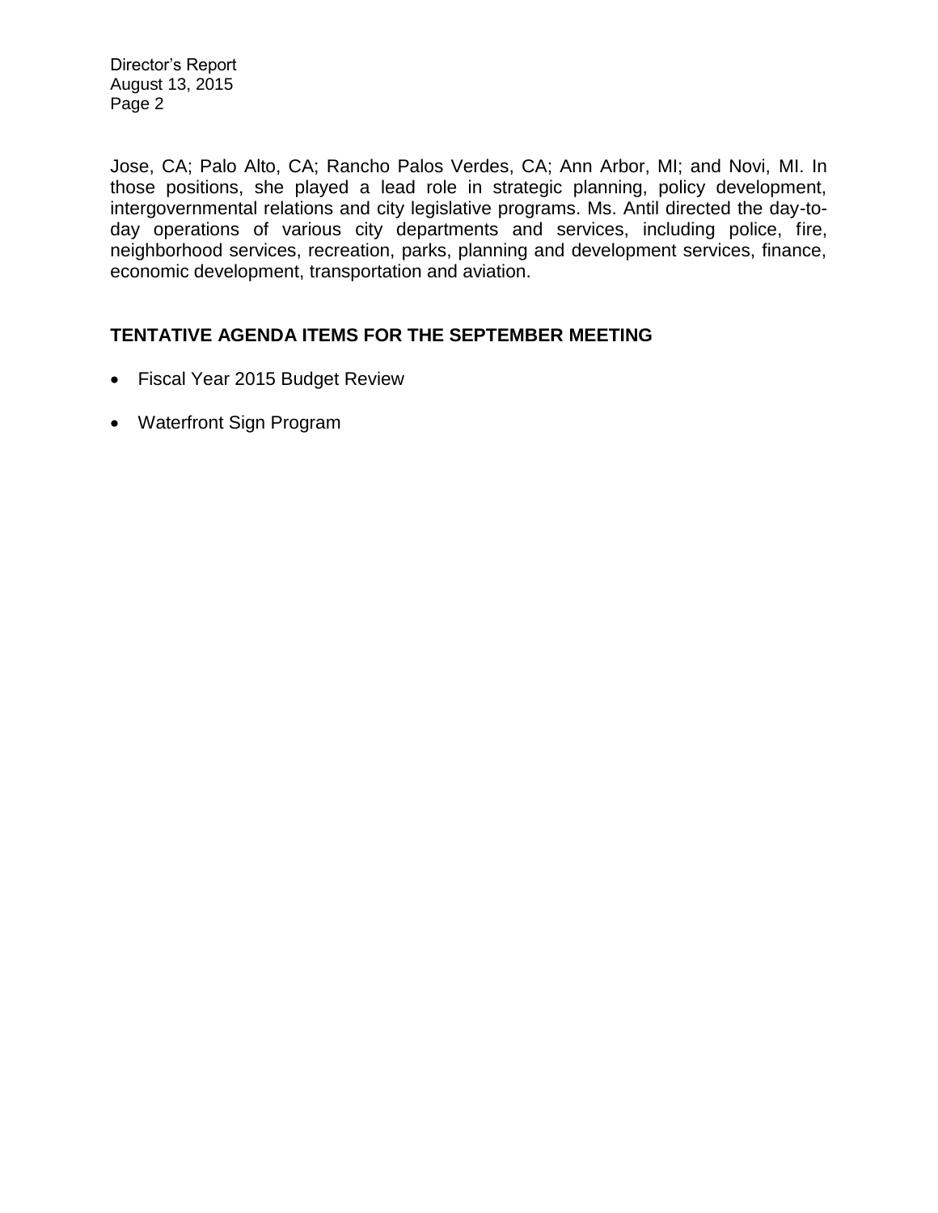Jose, CA; Palo Alto, CA; Rancho Palos Verdes, CA; Ann Arbor, MI; and Novi, MI. In those positions, she played a lead role in strategic planning, policy development, intergovernmental relations and city legislative programs. Ms. Antil directed the day-to-day operations of various city departments and services, including police, fire, neighborhood services, recreation, parks, planning and development services, finance, economic development, transportation and aviation.

## TENTATIVE AGENDA ITEMS FOR THE SEPTEMBER MEETING

- Fiscal Year 2015 Budget Review
- Waterfront Sign Program